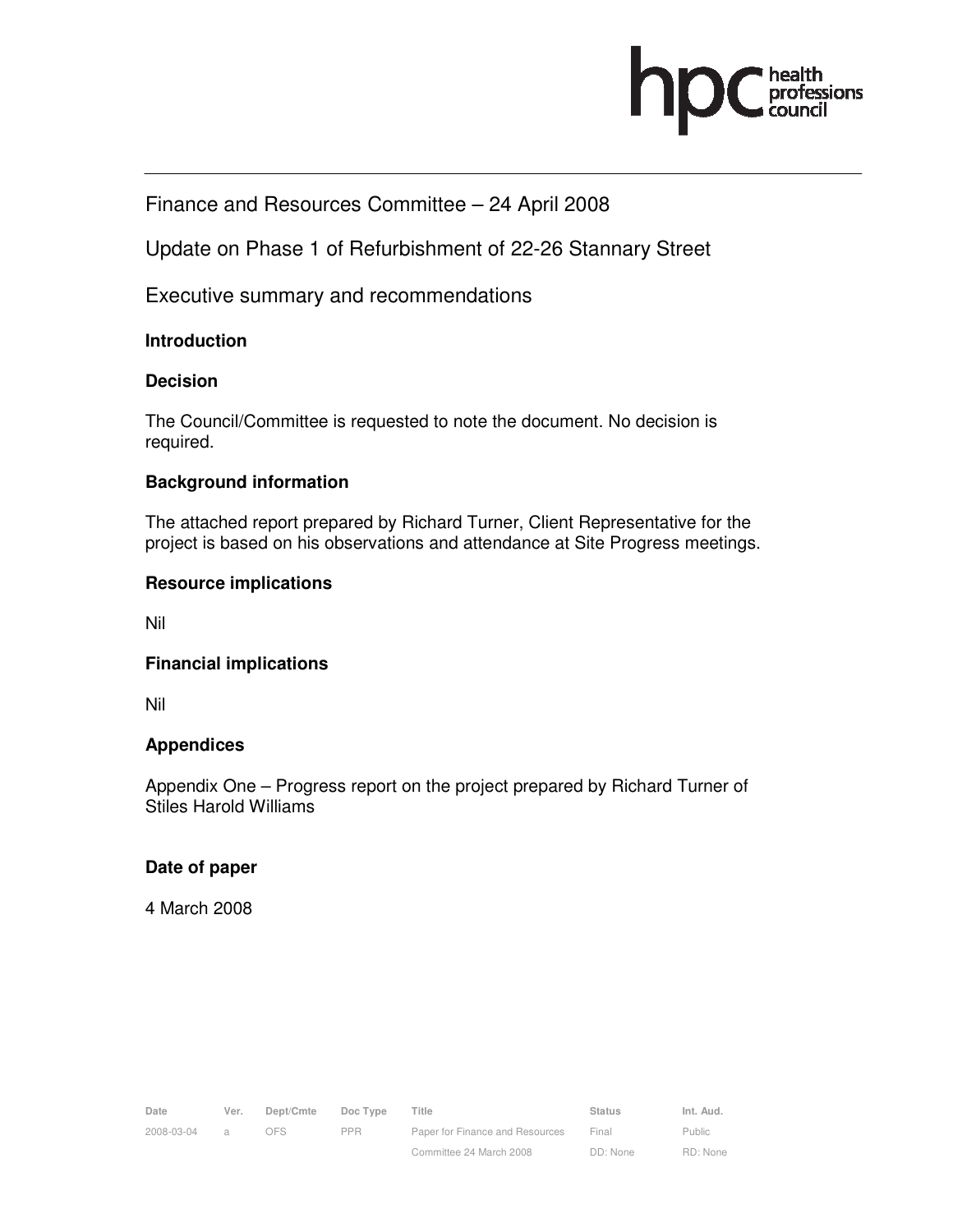Finance and Resources Committee – 24 April 2008

Update on Phase 1 of Refurbishment of 22-26 Stannary Street

Executive summary and recommendations

**Introduction**

**Decision**

The Council/Committee is requested to note the document. No decision is required.

**Background information**

The attached report prepared by Richard Turner, Client Representative for the project is based on his observations and attendance at Site Progress meetings.

**Resource implications**

Nil

**Financial implications**

Nil

**Appendices**

Appendix One – Progress report on the project prepared by Richard Turner of Stiles Harold Williams

**Date of paper**

4 March 2008

| Date | Ver. | Dept/Cmte | Doc Type | Title | Status | Int. Aud. |
|---|---|---|---|---|---|---|
| 2008-03-04 | a | OFS | PPR | Paper for Finance and Resources Committee 24 March 2008 | Final DD: None | Public RD: None |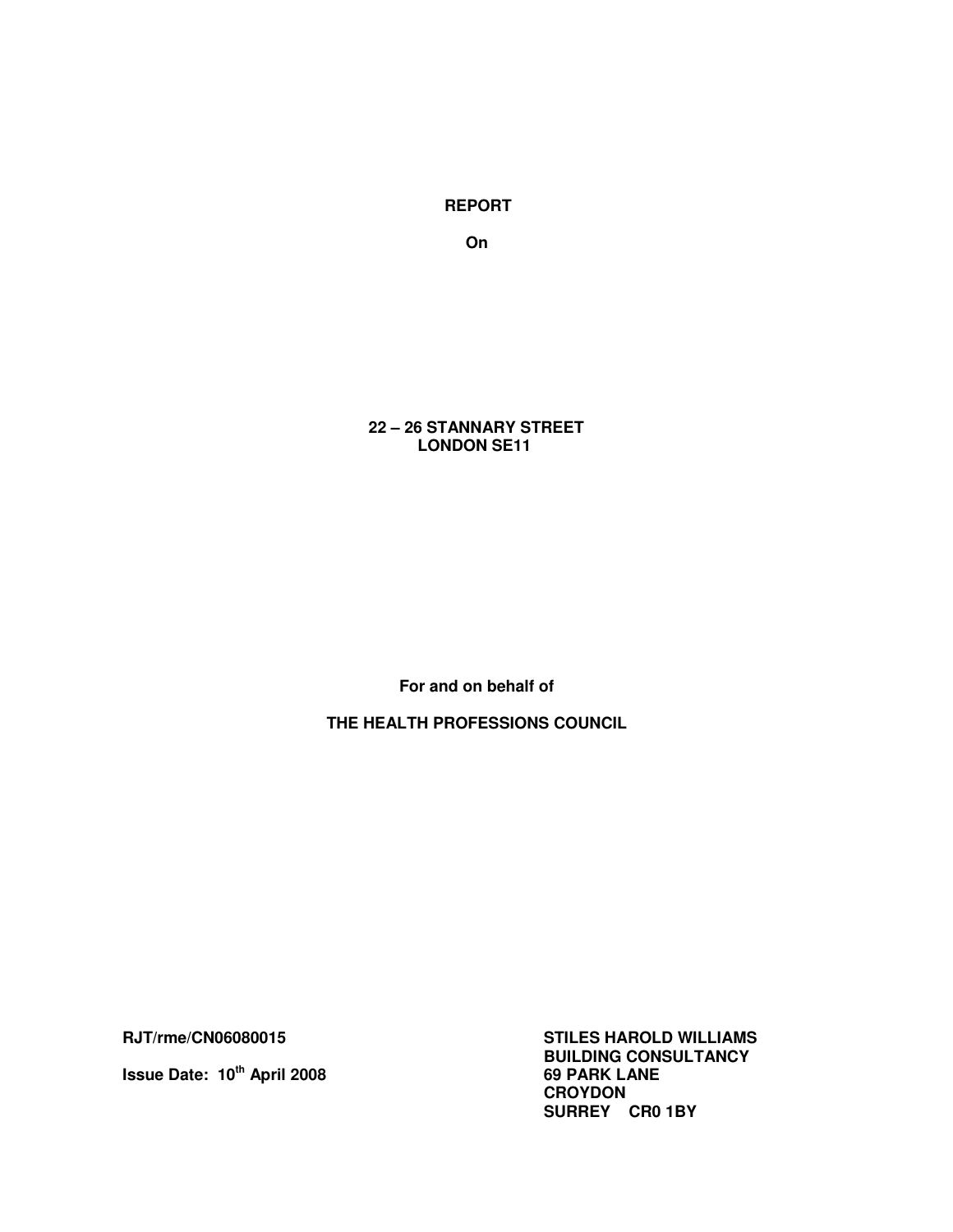**REPORT**

**On**

**22 – 26 STANNARY STREET**
**LONDON SE11**

**For and on behalf of**

**THE HEALTH PROFESSIONS COUNCIL**

**RJT/rme/CN06080015**

**Issue Date: 10th April 2008**

**STILES HAROLD WILLIAMS**
**BUILDING CONSULTANCY**
**69 PARK LANE**
**CROYDON**
**SURREY CR0 1BY**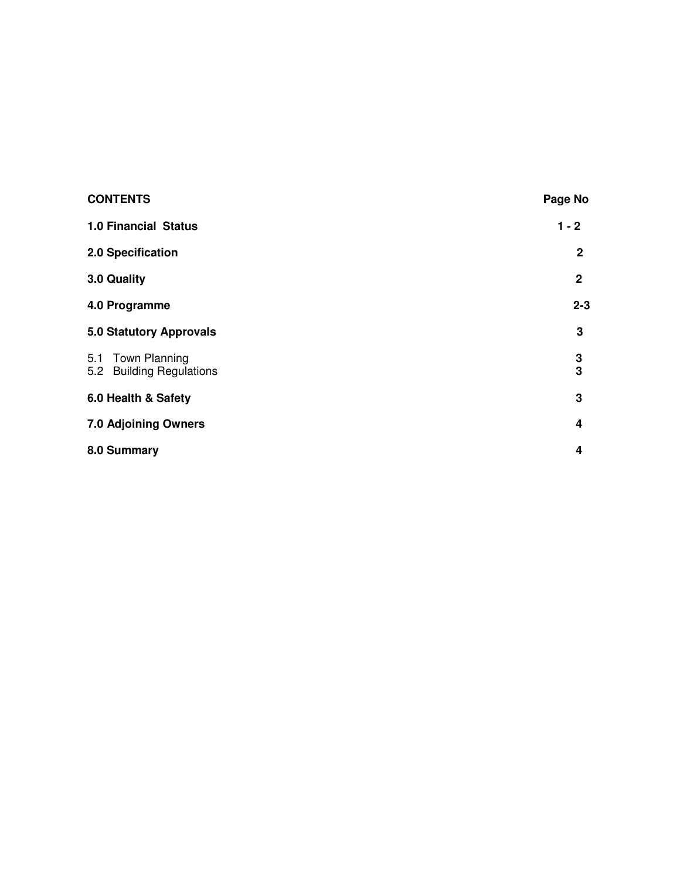| **CONTENTS** | **Page No** |
| --- | --- |
| **1.0 Financial Status** | **1 - 2** |
| **2.0 Specification** | **2** |
| **3.0 Quality** | **2** |
| **4.0 Programme** | **2-3** |
| **5.0 Statutory Approvals** | **3** |
| 5.1 Town Planning | **3** |
| 5.2 Building Regulations | **3** |
| **6.0 Health & Safety** | **3** |
| **7.0 Adjoining Owners** | **4** |
| **8.0 Summary** | **4** |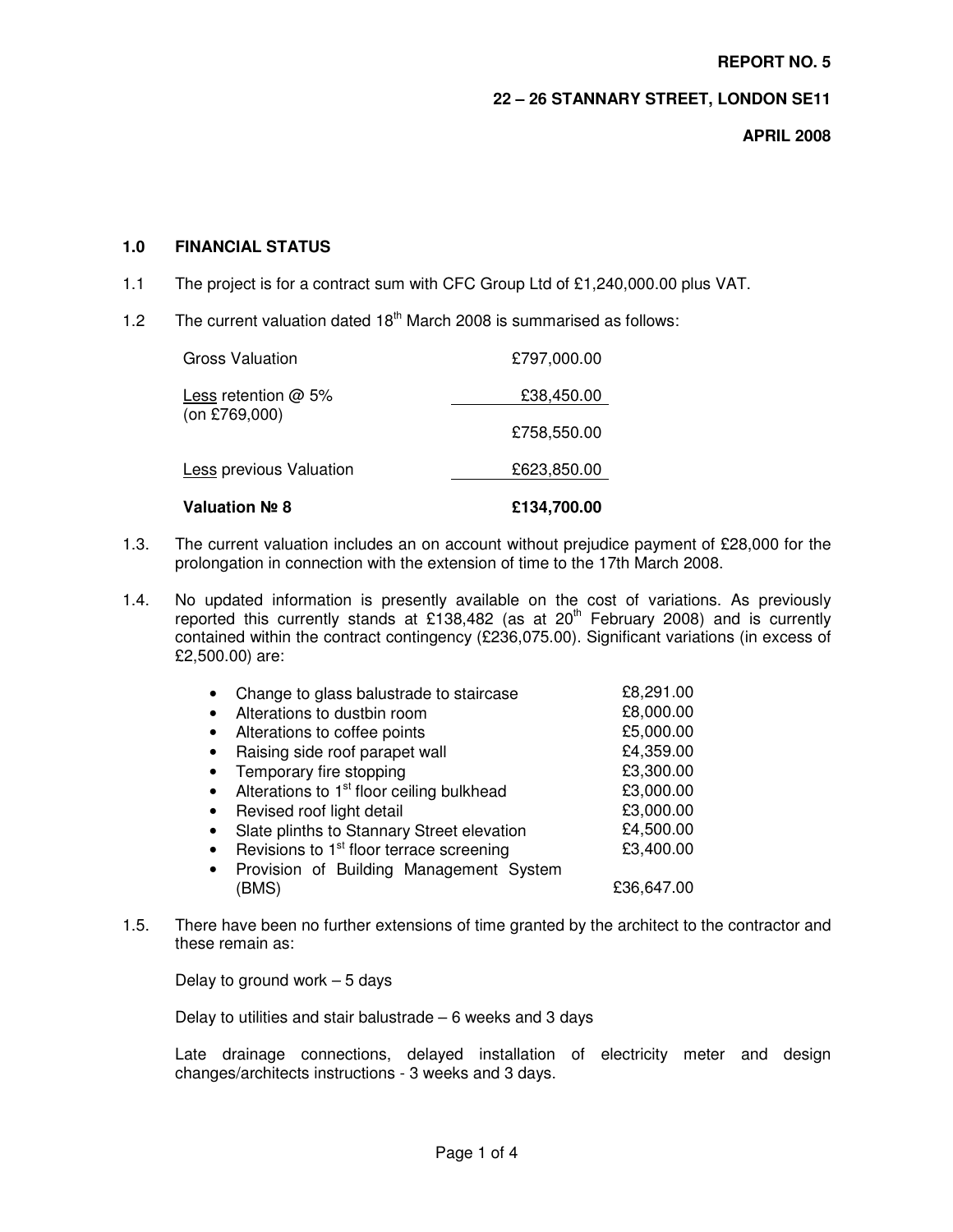**REPORT NO. 5**

**22 – 26 STANNARY STREET, LONDON SE11**

**APRIL 2008**

## 1.0 FINANCIAL STATUS

1.1 The project is for a contract sum with CFC Group Ltd of £1,240,000.00 plus VAT.

1.2 The current valuation dated 18th March 2008 is summarised as follows:

| | |
|---|---|
| Gross Valuation | £797,000.00 |
| Less retention @ 5% (on £769,000) | £38,450.00 |
| | £758,550.00 |
| Less previous Valuation | £623,850.00 |
| **Valuation № 8** | **£134,700.00** |

1.3. The current valuation includes an on account without prejudice payment of £28,000 for the prolongation in connection with the extension of time to the 17th March 2008.

1.4. No updated information is presently available on the cost of variations. As previously reported this currently stands at £138,482 (as at 20th February 2008) and is currently contained within the contract contingency (£236,075.00). Significant variations (in excess of £2,500.00) are:

| | |
|---|---|
| • Change to glass balustrade to staircase | £8,291.00 |
| • Alterations to dustbin room | £8,000.00 |
| • Alterations to coffee points | £5,000.00 |
| • Raising side roof parapet wall | £4,359.00 |
| • Temporary fire stopping | £3,300.00 |
| • Alterations to 1st floor ceiling bulkhead | £3,000.00 |
| • Revised roof light detail | £3,000.00 |
| • Slate plinths to Stannary Street elevation | £4,500.00 |
| • Revisions to 1st floor terrace screening | £3,400.00 |
| • Provision of Building Management System (BMS) | £36,647.00 |

1.5. There have been no further extensions of time granted by the architect to the contractor and these remain as:

Delay to ground work – 5 days

Delay to utilities and stair balustrade – 6 weeks and 3 days

Late drainage connections, delayed installation of electricity meter and design changes/architects instructions - 3 weeks and 3 days.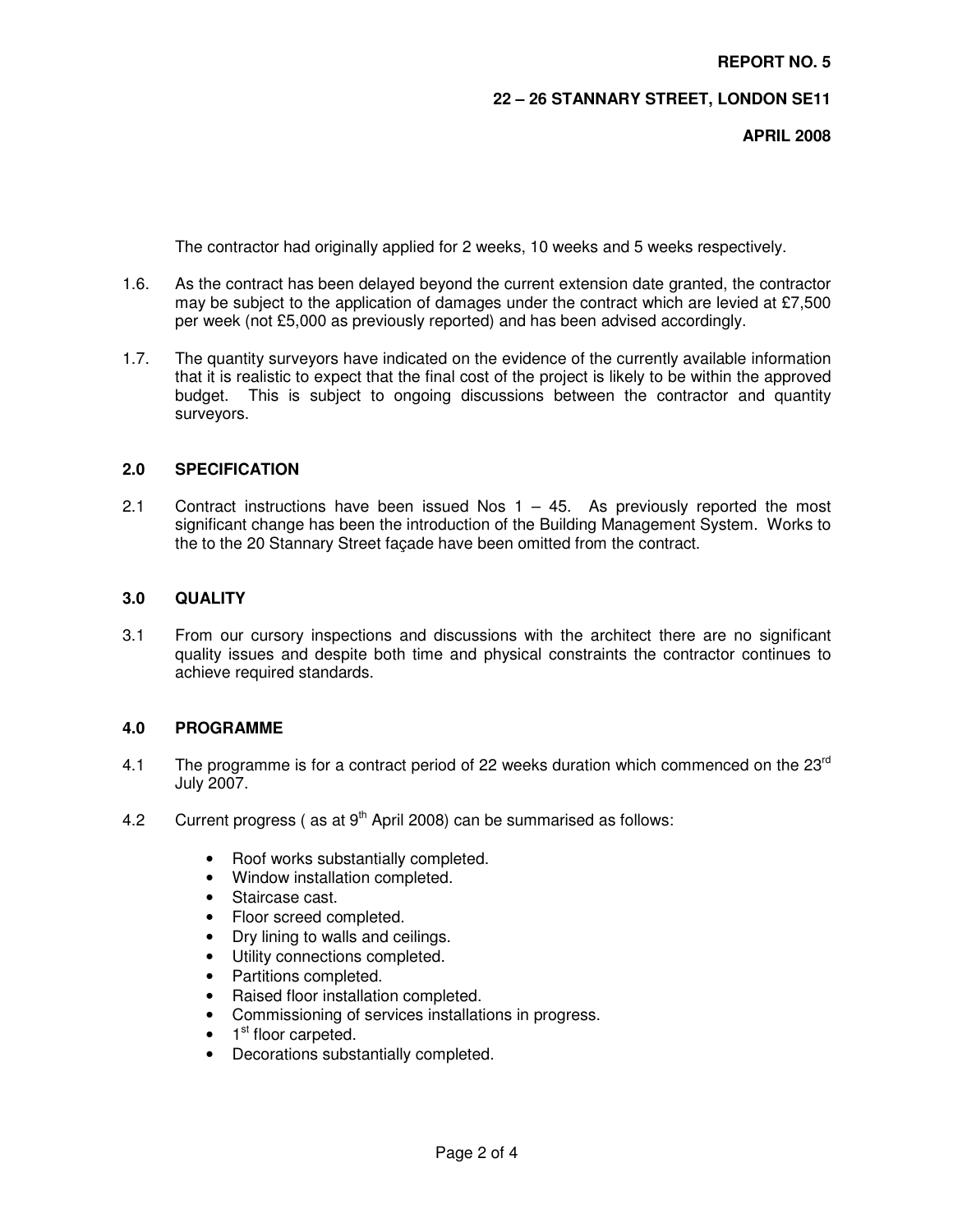The contractor had originally applied for 2 weeks, 10 weeks and 5 weeks respectively.

1.6. As the contract has been delayed beyond the current extension date granted, the contractor may be subject to the application of damages under the contract which are levied at £7,500 per week (not £5,000 as previously reported) and has been advised accordingly.

1.7. The quantity surveyors have indicated on the evidence of the currently available information that it is realistic to expect that the final cost of the project is likely to be within the approved budget. This is subject to ongoing discussions between the contractor and quantity surveyors.

## 2.0 SPECIFICATION

2.1 Contract instructions have been issued Nos 1 – 45. As previously reported the most significant change has been the introduction of the Building Management System. Works to the to the 20 Stannary Street façade have been omitted from the contract.

## 3.0 QUALITY

3.1 From our cursory inspections and discussions with the architect there are no significant quality issues and despite both time and physical constraints the contractor continues to achieve required standards.

## 4.0 PROGRAMME

4.1 The programme is for a contract period of 22 weeks duration which commenced on the 23rd July 2007.

4.2 Current progress ( as at 9th April 2008) can be summarised as follows:

- Roof works substantially completed.
- Window installation completed.
- Staircase cast.
- Floor screed completed.
- Dry lining to walls and ceilings.
- Utility connections completed.
- Partitions completed.
- Raised floor installation completed.
- Commissioning of services installations in progress.
- 1st floor carpeted.
- Decorations substantially completed.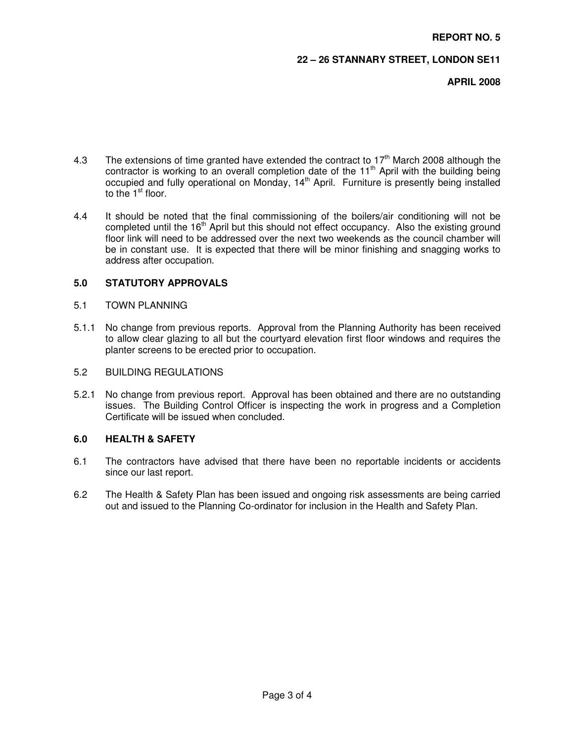4.3 The extensions of time granted have extended the contract to 17th March 2008 although the contractor is working to an overall completion date of the 11th April with the building being occupied and fully operational on Monday, 14th April. Furniture is presently being installed to the 1st floor.

4.4 It should be noted that the final commissioning of the boilers/air conditioning will not be completed until the 16th April but this should not effect occupancy. Also the existing ground floor link will need to be addressed over the next two weekends as the council chamber will be in constant use. It is expected that there will be minor finishing and snagging works to address after occupation.

## 5.0 STATUTORY APPROVALS

### 5.1 TOWN PLANNING

5.1.1 No change from previous reports. Approval from the Planning Authority has been received to allow clear glazing to all but the courtyard elevation first floor windows and requires the planter screens to be erected prior to occupation.

### 5.2 BUILDING REGULATIONS

5.2.1 No change from previous report. Approval has been obtained and there are no outstanding issues. The Building Control Officer is inspecting the work in progress and a Completion Certificate will be issued when concluded.

## 6.0 HEALTH & SAFETY

6.1 The contractors have advised that there have been no reportable incidents or accidents since our last report.

6.2 The Health & Safety Plan has been issued and ongoing risk assessments are being carried out and issued to the Planning Co-ordinator for inclusion in the Health and Safety Plan.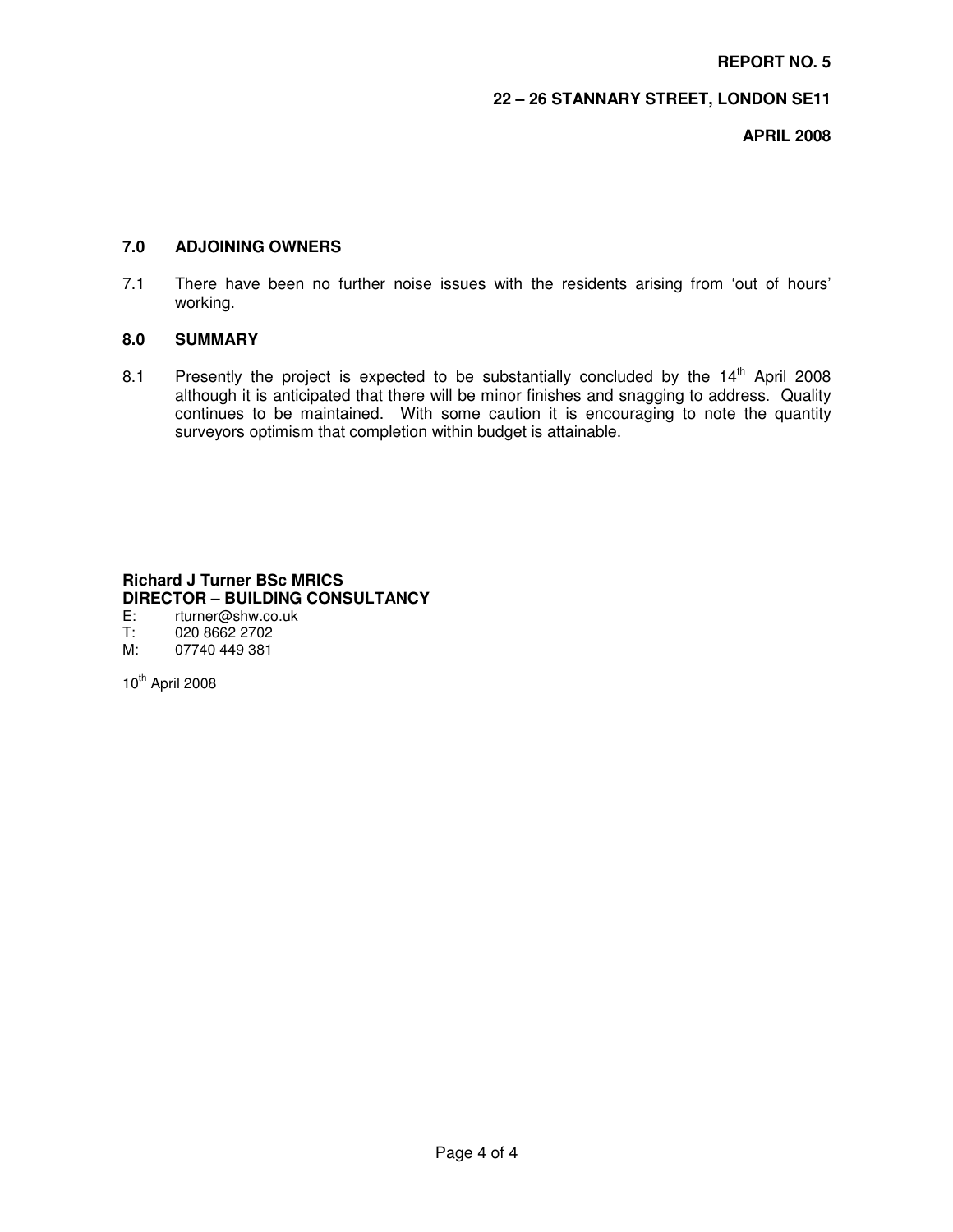**REPORT NO. 5**

**22 – 26 STANNARY STREET, LONDON SE11**

**APRIL 2008**

## 7.0 ADJOINING OWNERS

7.1 There have been no further noise issues with the residents arising from 'out of hours' working.

## 8.0 SUMMARY

8.1 Presently the project is expected to be substantially concluded by the 14th April 2008 although it is anticipated that there will be minor finishes and snagging to address. Quality continues to be maintained. With some caution it is encouraging to note the quantity surveyors optimism that completion within budget is attainable.

**Richard J Turner BSc MRICS**
**DIRECTOR – BUILDING CONSULTANCY**
E: rturner@shw.co.uk
T: 020 8662 2702
M: 07740 449 381

10th April 2008